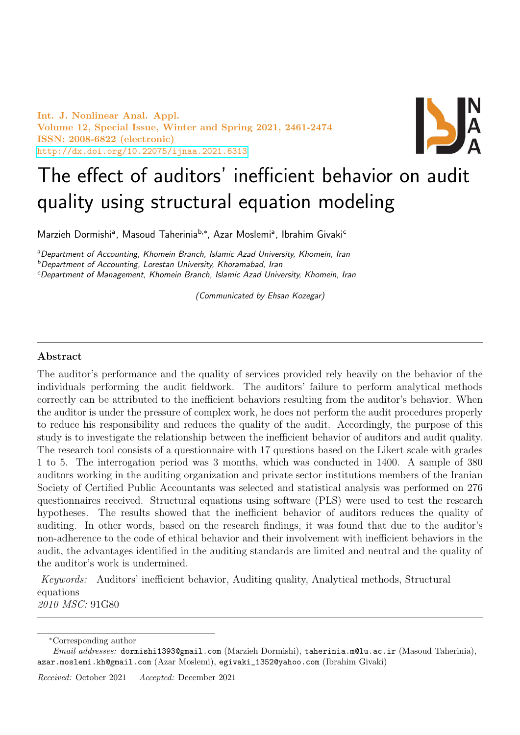# The effect of auditors' inefficient behavior on audit quality using structural equation modeling

Marzieh Dormishi[a], Masoud Taherinia[b,*], Azar Moslemi[a], Ibrahim Givaki[c]

[a]*Department of Accounting, Khomein Branch, Islamic Azad University, Khomein, Iran*
[b]*Department of Accounting, Lorestan University, Khoramabad, Iran*
[c]*Department of Management, Khomein Branch, Islamic Azad University, Khomein, Iran*

*(Communicated by Ehsan Kozegar)*

---

### Abstract

The auditor's performance and the quality of services provided rely heavily on the behavior of the individuals performing the audit fieldwork. The auditors' failure to perform analytical methods correctly can be attributed to the inefficient behaviors resulting from the auditor's behavior. When the auditor is under the pressure of complex work, he does not perform the audit procedures properly to reduce his responsibility and reduces the quality of the audit. Accordingly, the purpose of this study is to investigate the relationship between the inefficient behavior of auditors and audit quality. The research tool consists of a questionnaire with 17 questions based on the Likert scale with grades 1 to 5. The interrogation period was 3 months, which was conducted in 1400. A sample of 380 auditors working in the auditing organization and private sector institutions members of the Iranian Society of Certified Public Accountants was selected and statistical analysis was performed on 276 questionnaires received. Structural equations using software (PLS) were used to test the research hypotheses. The results showed that the inefficient behavior of auditors reduces the quality of auditing. In other words, based on the research findings, it was found that due to the auditor's non-adherence to the code of ethical behavior and their involvement with inefficient behaviors in the audit, the advantages identified in the auditing standards are limited and neutral and the quality of the auditor's work is undermined.

*Keywords:* Auditors' inefficient behavior, Auditing quality, Analytical methods, Structural equations
*2010 MSC:* 91G80

---

*Corresponding author

*Email addresses:* dormishi1393@gmail.com (Marzieh Dormishi), taherinia.m@lu.ac.ir (Masoud Taherinia), azar.moslemi.kh@gmail.com (Azar Moslemi), egivaki_1352@yahoo.com (Ibrahim Givaki)

*Received:* October 2021 *Accepted:* December 2021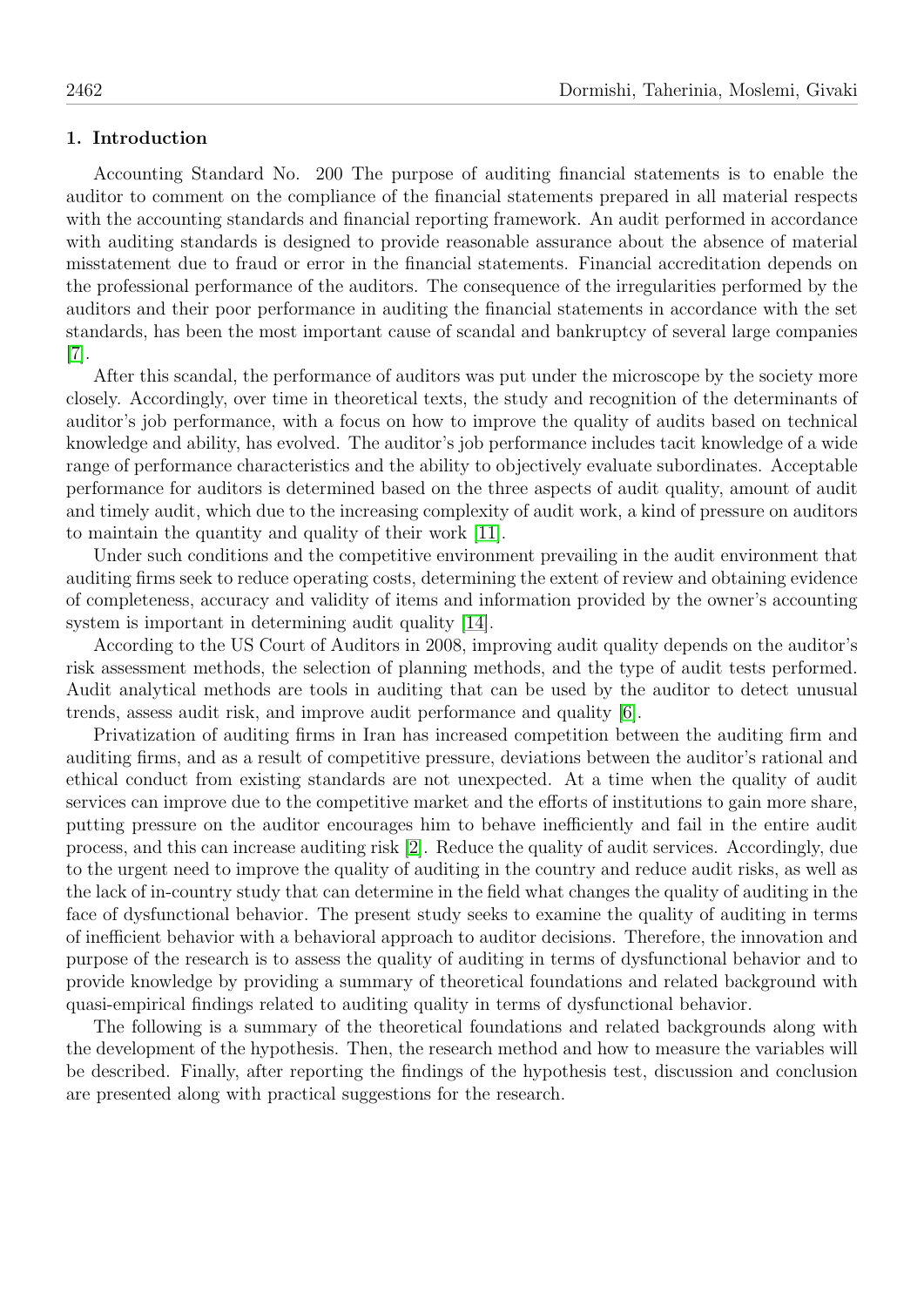## 1. Introduction

Accounting Standard No. 200 The purpose of auditing financial statements is to enable the auditor to comment on the compliance of the financial statements prepared in all material respects with the accounting standards and financial reporting framework. An audit performed in accordance with auditing standards is designed to provide reasonable assurance about the absence of material misstatement due to fraud or error in the financial statements. Financial accreditation depends on the professional performance of the auditors. The consequence of the irregularities performed by the auditors and their poor performance in auditing the financial statements in accordance with the set standards, has been the most important cause of scandal and bankruptcy of several large companies [7].

After this scandal, the performance of auditors was put under the microscope by the society more closely. Accordingly, over time in theoretical texts, the study and recognition of the determinants of auditor's job performance, with a focus on how to improve the quality of audits based on technical knowledge and ability, has evolved. The auditor's job performance includes tacit knowledge of a wide range of performance characteristics and the ability to objectively evaluate subordinates. Acceptable performance for auditors is determined based on the three aspects of audit quality, amount of audit and timely audit, which due to the increasing complexity of audit work, a kind of pressure on auditors to maintain the quantity and quality of their work [11].

Under such conditions and the competitive environment prevailing in the audit environment that auditing firms seek to reduce operating costs, determining the extent of review and obtaining evidence of completeness, accuracy and validity of items and information provided by the owner's accounting system is important in determining audit quality [14].

According to the US Court of Auditors in 2008, improving audit quality depends on the auditor's risk assessment methods, the selection of planning methods, and the type of audit tests performed. Audit analytical methods are tools in auditing that can be used by the auditor to detect unusual trends, assess audit risk, and improve audit performance and quality [6].

Privatization of auditing firms in Iran has increased competition between the auditing firm and auditing firms, and as a result of competitive pressure, deviations between the auditor's rational and ethical conduct from existing standards are not unexpected. At a time when the quality of audit services can improve due to the competitive market and the efforts of institutions to gain more share, putting pressure on the auditor encourages him to behave inefficiently and fail in the entire audit process, and this can increase auditing risk [2]. Reduce the quality of audit services. Accordingly, due to the urgent need to improve the quality of auditing in the country and reduce audit risks, as well as the lack of in-country study that can determine in the field what changes the quality of auditing in the face of dysfunctional behavior. The present study seeks to examine the quality of auditing in terms of inefficient behavior with a behavioral approach to auditor decisions. Therefore, the innovation and purpose of the research is to assess the quality of auditing in terms of dysfunctional behavior and to provide knowledge by providing a summary of theoretical foundations and related background with quasi-empirical findings related to auditing quality in terms of dysfunctional behavior.

The following is a summary of the theoretical foundations and related backgrounds along with the development of the hypothesis. Then, the research method and how to measure the variables will be described. Finally, after reporting the findings of the hypothesis test, discussion and conclusion are presented along with practical suggestions for the research.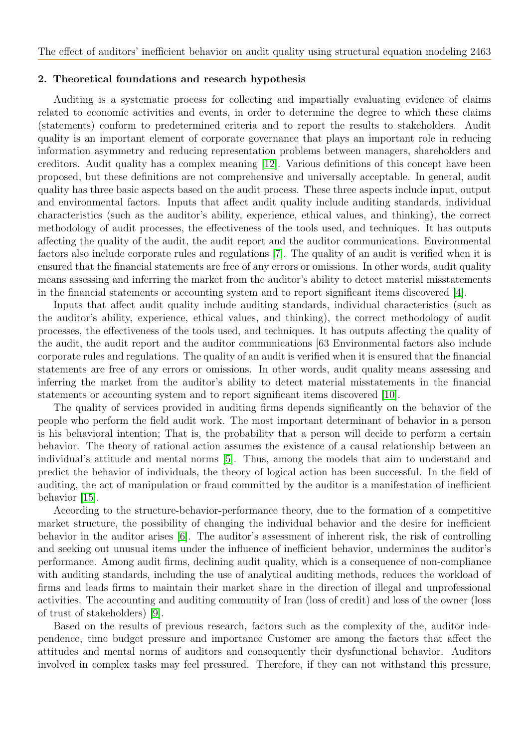## 2. Theoretical foundations and research hypothesis

Auditing is a systematic process for collecting and impartially evaluating evidence of claims related to economic activities and events, in order to determine the degree to which these claims (statements) conform to predetermined criteria and to report the results to stakeholders. Audit quality is an important element of corporate governance that plays an important role in reducing information asymmetry and reducing representation problems between managers, shareholders and creditors. Audit quality has a complex meaning [12]. Various definitions of this concept have been proposed, but these definitions are not comprehensive and universally acceptable. In general, audit quality has three basic aspects based on the audit process. These three aspects include input, output and environmental factors. Inputs that affect audit quality include auditing standards, individual characteristics (such as the auditor's ability, experience, ethical values, and thinking), the correct methodology of audit processes, the effectiveness of the tools used, and techniques. It has outputs affecting the quality of the audit, the audit report and the auditor communications. Environmental factors also include corporate rules and regulations [7]. The quality of an audit is verified when it is ensured that the financial statements are free of any errors or omissions. In other words, audit quality means assessing and inferring the market from the auditor's ability to detect material misstatements in the financial statements or accounting system and to report significant items discovered [4].

Inputs that affect audit quality include auditing standards, individual characteristics (such as the auditor's ability, experience, ethical values, and thinking), the correct methodology of audit processes, the effectiveness of the tools used, and techniques. It has outputs affecting the quality of the audit, the audit report and the auditor communications [63 Environmental factors also include corporate rules and regulations. The quality of an audit is verified when it is ensured that the financial statements are free of any errors or omissions. In other words, audit quality means assessing and inferring the market from the auditor's ability to detect material misstatements in the financial statements or accounting system and to report significant items discovered [10].

The quality of services provided in auditing firms depends significantly on the behavior of the people who perform the field audit work. The most important determinant of behavior in a person is his behavioral intention; That is, the probability that a person will decide to perform a certain behavior. The theory of rational action assumes the existence of a causal relationship between an individual's attitude and mental norms [5]. Thus, among the models that aim to understand and predict the behavior of individuals, the theory of logical action has been successful. In the field of auditing, the act of manipulation or fraud committed by the auditor is a manifestation of inefficient behavior [15].

According to the structure-behavior-performance theory, due to the formation of a competitive market structure, the possibility of changing the individual behavior and the desire for inefficient behavior in the auditor arises [6]. The auditor's assessment of inherent risk, the risk of controlling and seeking out unusual items under the influence of inefficient behavior, undermines the auditor's performance. Among audit firms, declining audit quality, which is a consequence of non-compliance with auditing standards, including the use of analytical auditing methods, reduces the workload of firms and leads firms to maintain their market share in the direction of illegal and unprofessional activities. The accounting and auditing community of Iran (loss of credit) and loss of the owner (loss of trust of stakeholders) [9].

Based on the results of previous research, factors such as the complexity of the, auditor independence, time budget pressure and importance Customer are among the factors that affect the attitudes and mental norms of auditors and consequently their dysfunctional behavior. Auditors involved in complex tasks may feel pressured. Therefore, if they can not withstand this pressure,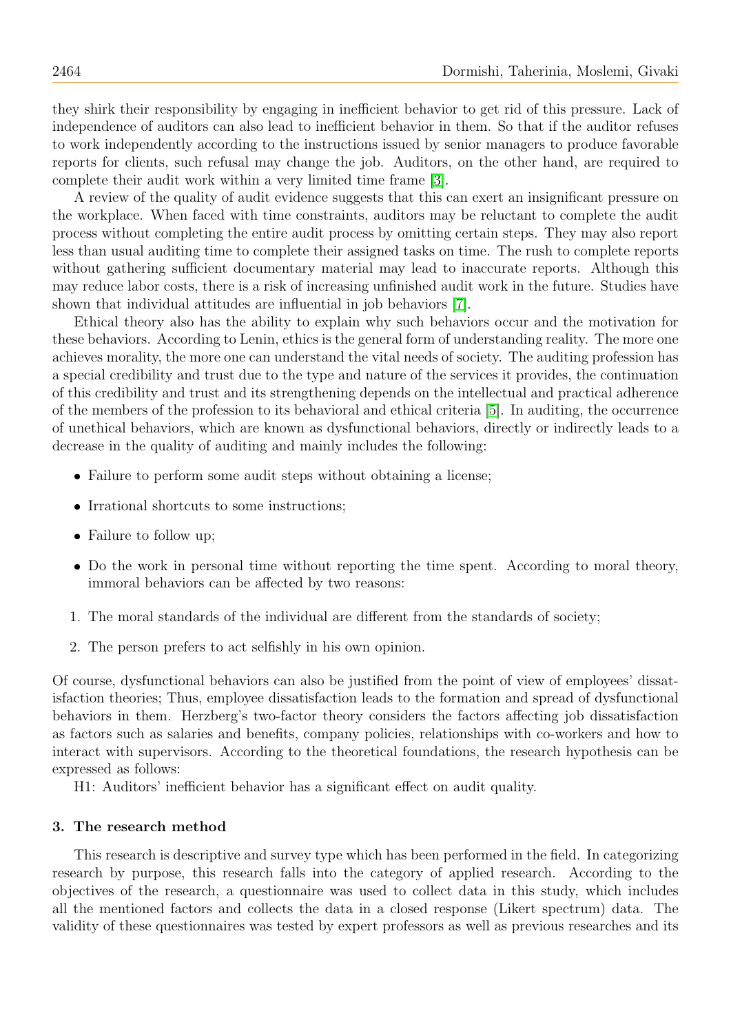they shirk their responsibility by engaging in inefficient behavior to get rid of this pressure. Lack of independence of auditors can also lead to inefficient behavior in them. So that if the auditor refuses to work independently according to the instructions issued by senior managers to produce favorable reports for clients, such refusal may change the job. Auditors, on the other hand, are required to complete their audit work within a very limited time frame [3].

A review of the quality of audit evidence suggests that this can exert an insignificant pressure on the workplace. When faced with time constraints, auditors may be reluctant to complete the audit process without completing the entire audit process by omitting certain steps. They may also report less than usual auditing time to complete their assigned tasks on time. The rush to complete reports without gathering sufficient documentary material may lead to inaccurate reports. Although this may reduce labor costs, there is a risk of increasing unfinished audit work in the future. Studies have shown that individual attitudes are influential in job behaviors [7].

Ethical theory also has the ability to explain why such behaviors occur and the motivation for these behaviors. According to Lenin, ethics is the general form of understanding reality. The more one achieves morality, the more one can understand the vital needs of society. The auditing profession has a special credibility and trust due to the type and nature of the services it provides, the continuation of this credibility and trust and its strengthening depends on the intellectual and practical adherence of the members of the profession to its behavioral and ethical criteria [5]. In auditing, the occurrence of unethical behaviors, which are known as dysfunctional behaviors, directly or indirectly leads to a decrease in the quality of auditing and mainly includes the following:

- Failure to perform some audit steps without obtaining a license;
- Irrational shortcuts to some instructions;
- Failure to follow up;
- Do the work in personal time without reporting the time spent. According to moral theory, immoral behaviors can be affected by two reasons:

1. The moral standards of the individual are different from the standards of society;
2. The person prefers to act selfishly in his own opinion.

Of course, dysfunctional behaviors can also be justified from the point of view of employees' dissatisfaction theories; Thus, employee dissatisfaction leads to the formation and spread of dysfunctional behaviors in them. Herzberg's two-factor theory considers the factors affecting job dissatisfaction as factors such as salaries and benefits, company policies, relationships with co-workers and how to interact with supervisors. According to the theoretical foundations, the research hypothesis can be expressed as follows:

H1: Auditors' inefficient behavior has a significant effect on audit quality.

## 3. The research method

This research is descriptive and survey type which has been performed in the field. In categorizing research by purpose, this research falls into the category of applied research. According to the objectives of the research, a questionnaire was used to collect data in this study, which includes all the mentioned factors and collects the data in a closed response (Likert spectrum) data. The validity of these questionnaires was tested by expert professors as well as previous researches and its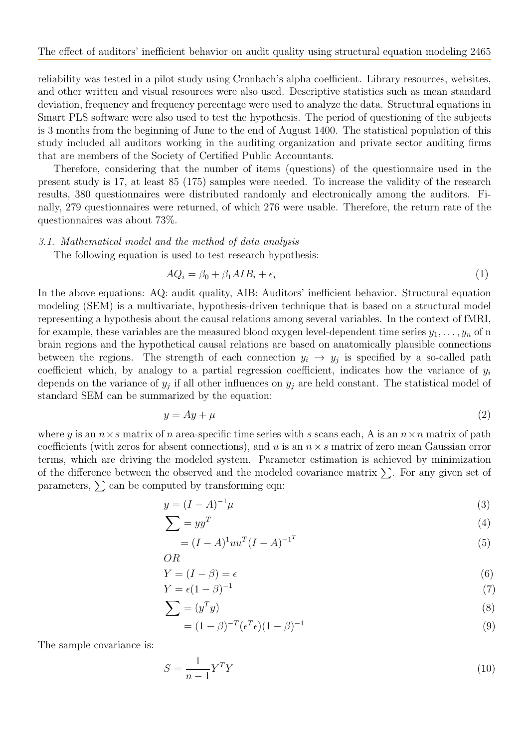reliability was tested in a pilot study using Cronbach's alpha coefficient. Library resources, websites, and other written and visual resources were also used. Descriptive statistics such as mean standard deviation, frequency and frequency percentage were used to analyze the data. Structural equations in Smart PLS software were also used to test the hypothesis. The period of questioning of the subjects is 3 months from the beginning of June to the end of August 1400. The statistical population of this study included all auditors working in the auditing organization and private sector auditing firms that are members of the Society of Certified Public Accountants.

Therefore, considering that the number of items (questions) of the questionnaire used in the present study is 17, at least 85 (175) samples were needed. To increase the validity of the research results, 380 questionnaires were distributed randomly and electronically among the auditors. Finally, 279 questionnaires were returned, of which 276 were usable. Therefore, the return rate of the questionnaires was about 73%.

### *3.1. Mathematical model and the method of data analysis*

The following equation is used to test research hypothesis:

$$AQ_i = \beta_0 + \beta_1 AIB_i + \epsilon_i \tag{1}$$

In the above equations: AQ: audit quality, AIB: Auditors' inefficient behavior. Structural equation modeling (SEM) is a multivariate, hypothesis-driven technique that is based on a structural model representing a hypothesis about the causal relations among several variables. In the context of fMRI, for example, these variables are the measured blood oxygen level-dependent time series $y_1, \ldots, y_n$ of n brain regions and the hypothetical causal relations are based on anatomically plausible connections between the regions. The strength of each connection $y_i \rightarrow y_j$ is specified by a so-called path coefficient which, by analogy to a partial regression coefficient, indicates how the variance of $y_i$ depends on the variance of $y_j$ if all other influences on $y_j$ are held constant. The statistical model of standard SEM can be summarized by the equation:

$$y = Ay + \mu \tag{2}$$

where $y$ is an $n \times s$ matrix of $n$ area-specific time series with $s$ scans each, A is an $n \times n$ matrix of path coefficients (with zeros for absent connections), and $u$ is an $n \times s$ matrix of zero mean Gaussian error terms, which are driving the modeled system. Parameter estimation is achieved by minimization of the difference between the observed and the modeled covariance matrix $\sum$. For any given set of parameters, $\sum$ can be computed by transforming eqn:

$$y = (I - A)^{-1}\mu \tag{3}$$

$$\sum = yy^T \tag{4}$$

$$= (I - A)^1 uu^T (I - A)^{-1^T} \tag{5}$$

$$OR$$

$$Y = (I - \beta) = \epsilon \tag{6}$$

$$Y = \epsilon(1 - \beta)^{-1} \tag{7}$$

$$\sum = (y^T y) \tag{8}$$

$$= (1 - \beta)^{-T}(\epsilon^T \epsilon)(1 - \beta)^{-1} \tag{9}$$

The sample covariance is:

$$S = \frac{1}{n-1} Y^T Y \tag{10}$$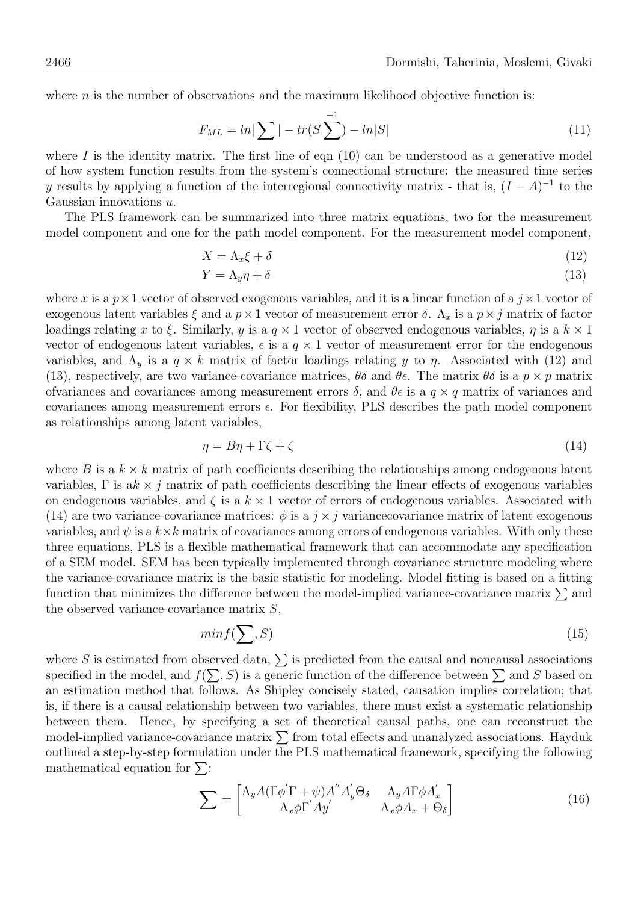where $n$ is the number of observations and the maximum likelihood objective function is:

$$F_{ML} = ln|\sum| - tr(S\sum^{-1}) - ln|S| \tag{11}$$

where $I$ is the identity matrix. The first line of eqn (10) can be understood as a generative model of how system function results from the system's connectional structure: the measured time series $y$ results by applying a function of the interregional connectivity matrix - that is, $(I - A)^{-1}$ to the Gaussian innovations $u$.

The PLS framework can be summarized into three matrix equations, two for the measurement model component and one for the path model component. For the measurement model component,

$$X = \Lambda_x \xi + \delta \tag{12}$$

$$Y = \Lambda_y \eta + \delta \tag{13}$$

where $x$ is a $p \times 1$ vector of observed exogenous variables, and it is a linear function of a $j \times 1$ vector of exogenous latent variables $\xi$ and a $p \times 1$ vector of measurement error $\delta$. $\Lambda_x$ is a $p \times j$ matrix of factor loadings relating $x$ to $\xi$. Similarly, $y$ is a $q \times 1$ vector of observed endogenous variables, $\eta$ is a $k \times 1$ vector of endogenous latent variables, $\epsilon$ is a $q \times 1$ vector of measurement error for the endogenous variables, and $\Lambda_y$ is a $q \times k$ matrix of factor loadings relating $y$ to $\eta$. Associated with (12) and (13), respectively, are two variance-covariance matrices, $\theta\delta$ and $\theta\epsilon$. The matrix $\theta\delta$ is a $p \times p$ matrix ofvariances and covariances among measurement errors $\delta$, and $\theta\epsilon$ is a $q \times q$ matrix of variances and covariances among measurement errors $\epsilon$. For flexibility, PLS describes the path model component as relationships among latent variables,

$$\eta = B\eta + \Gamma\zeta + \zeta \tag{14}$$

where $B$ is a $k \times k$ matrix of path coefficients describing the relationships among endogenous latent variables, $\Gamma$ is a$k \times j$ matrix of path coefficients describing the linear effects of exogenous variables on endogenous variables, and $\zeta$ is a $k \times 1$ vector of errors of endogenous variables. Associated with (14) are two variance-covariance matrices: $\phi$ is a $j \times j$ variancecovariance matrix of latent exogenous variables, and $\psi$ is a $k \times k$ matrix of covariances among errors of endogenous variables. With only these three equations, PLS is a flexible mathematical framework that can accommodate any specification of a SEM model. SEM has been typically implemented through covariance structure modeling where the variance-covariance matrix is the basic statistic for modeling. Model fitting is based on a fitting function that minimizes the difference between the model-implied variance-covariance matrix $\sum$ and the observed variance-covariance matrix $S$,

$$minf(\sum, S) \tag{15}$$

where $S$ is estimated from observed data, $\sum$ is predicted from the causal and noncausal associations specified in the model, and $f(\sum, S)$ is a generic function of the difference between $\sum$ and $S$ based on an estimation method that follows. As Shipley concisely stated, causation implies correlation; that is, if there is a causal relationship between two variables, there must exist a systematic relationship between them. Hence, by specifying a set of theoretical causal paths, one can reconstruct the model-implied variance-covariance matrix $\sum$ from total effects and unanalyzed associations. Hayduk outlined a step-by-step formulation under the PLS mathematical framework, specifying the following mathematical equation for $\sum$:

$$\sum = \begin{bmatrix} \Lambda_y A(\Gamma\phi'\Gamma + \psi)A'' A_y' \Theta_\delta & \Lambda_y A \Gamma \phi A_x' \\ \Lambda_x \phi \Gamma' A y' & \Lambda_x \phi A_x + \Theta_\delta \end{bmatrix} \tag{16}$$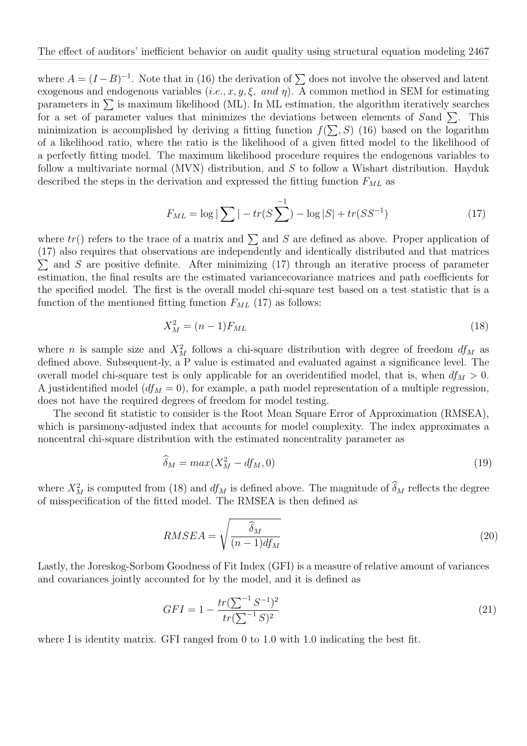where $A = (I - B)^{-1}$. Note that in (16) the derivation of $\sum$ does not involve the observed and latent exogenous and endogenous variables (*i.e.*, $x, y, \xi,$ *and* $\eta$). A common method in SEM for estimating parameters in $\sum$ is maximum likelihood (ML). In ML estimation, the algorithm iteratively searches for a set of parameter values that minimizes the deviations between elements of $S$and $\sum$. This minimization is accomplished by deriving a fitting function $f(\sum, S)$ (16) based on the logarithm of a likelihood ratio, where the ratio is the likelihood of a given fitted model to the likelihood of a perfectly fitting model. The maximum likelihood procedure requires the endogenous variables to follow a multivariate normal (MVN) distribution, and $S$ to follow a Wishart distribution. Hayduk described the steps in the derivation and expressed the fitting function $F_{ML}$ as

$$F_{ML} = \log|\sum| - tr(S\sum^{-1}) - \log|S| + tr(SS^{-1}) \tag{17}$$

where $tr()$ refers to the trace of a matrix and $\sum$ and $S$ are defined as above. Proper application of (17) also requires that observations are independently and identically distributed and that matrices $\sum$ and $S$ are positive definite. After minimizing (17) through an iterative process of parameter estimation, the final results are the estimated variancecovariance matrices and path coefficients for the specified model. The first is the overall model chi-square test based on a test statistic that is a function of the mentioned fitting function $F_{ML}$ (17) as follows:

$$X_M^2 = (n-1)F_{ML} \tag{18}$$

where $n$ is sample size and $X_M^2$ follows a chi-square distribution with degree of freedom $df_M$ as defined above. Subsequent-ly, a P value is estimated and evaluated against a significance level. The overall model chi-square test is only applicable for an overidentified model, that is, when $df_M > 0$. A justidentified model ($df_M = 0$), for example, a path model representation of a multiple regression, does not have the required degrees of freedom for model testing.

The second fit statistic to consider is the Root Mean Square Error of Approximation (RMSEA), which is parsimony-adjusted index that accounts for model complexity. The index approximates a noncentral chi-square distribution with the estimated noncentrality parameter as

$$\widehat{\delta}_M = max(X_M^2 - df_M, 0) \tag{19}$$

where $X_M^2$ is computed from (18) and $df_M$ is defined above. The magnitude of $\widehat{\delta}_M$ reflects the degree of misspecification of the fitted model. The RMSEA is then defined as

$$RMSEA = \sqrt{\frac{\widehat{\delta}_M}{(n-1)df_M}} \tag{20}$$

Lastly, the Joreskog-Sorbom Goodness of Fit Index (GFI) is a measure of relative amount of variances and covariances jointly accounted for by the model, and it is defined as

$$GFI = 1 - \frac{tr(\sum^{-1} S^{-1})^2}{tr(\sum^{-1} S)^2} \tag{21}$$

where I is identity matrix. GFI ranged from 0 to 1.0 with 1.0 indicating the best fit.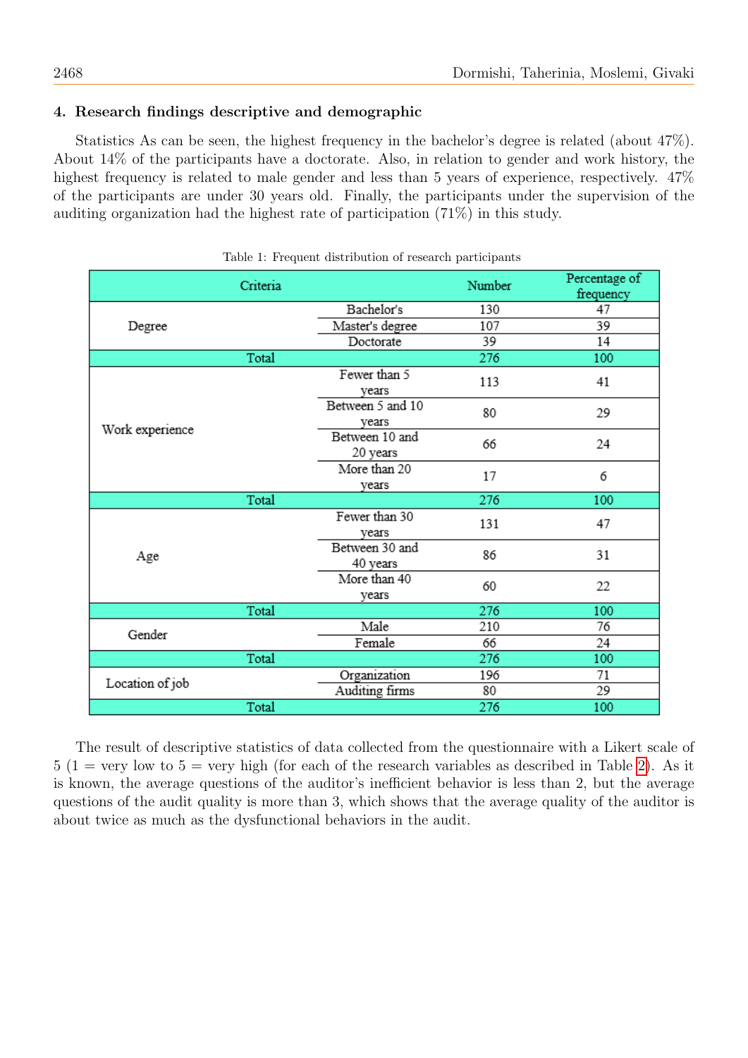## 4. Research findings descriptive and demographic

Statistics As can be seen, the highest frequency in the bachelor's degree is related (about 47%). About 14% of the participants have a doctorate. Also, in relation to gender and work history, the highest frequency is related to male gender and less than 5 years of experience, respectively. 47% of the participants are under 30 years old. Finally, the participants under the supervision of the auditing organization had the highest rate of participation (71%) in this study.

Table 1: Frequent distribution of research participants

| Criteria | | Number | Percentage of frequency |
|---|---|---|---|
| Degree | Bachelor's | 130 | 47 |
| | Master's degree | 107 | 39 |
| | Doctorate | 39 | 14 |
| Total | | 276 | 100 |
| Work experience | Fewer than 5 years | 113 | 41 |
| | Between 5 and 10 years | 80 | 29 |
| | Between 10 and 20 years | 66 | 24 |
| | More than 20 years | 17 | 6 |
| Total | | 276 | 100 |
| Age | Fewer than 30 years | 131 | 47 |
| | Between 30 and 40 years | 86 | 31 |
| | More than 40 years | 60 | 22 |
| Total | | 276 | 100 |
| Gender | Male | 210 | 76 |
| | Female | 66 | 24 |
| Total | | 276 | 100 |
| Location of job | Organization | 196 | 71 |
| | Auditing firms | 80 | 29 |
| Total | | 276 | 100 |

The result of descriptive statistics of data collected from the questionnaire with a Likert scale of 5 (1 = very low to 5 = very high (for each of the research variables as described in Table 2). As it is known, the average questions of the auditor's inefficient behavior is less than 2, but the average questions of the audit quality is more than 3, which shows that the average quality of the auditor is about twice as much as the dysfunctional behaviors in the audit.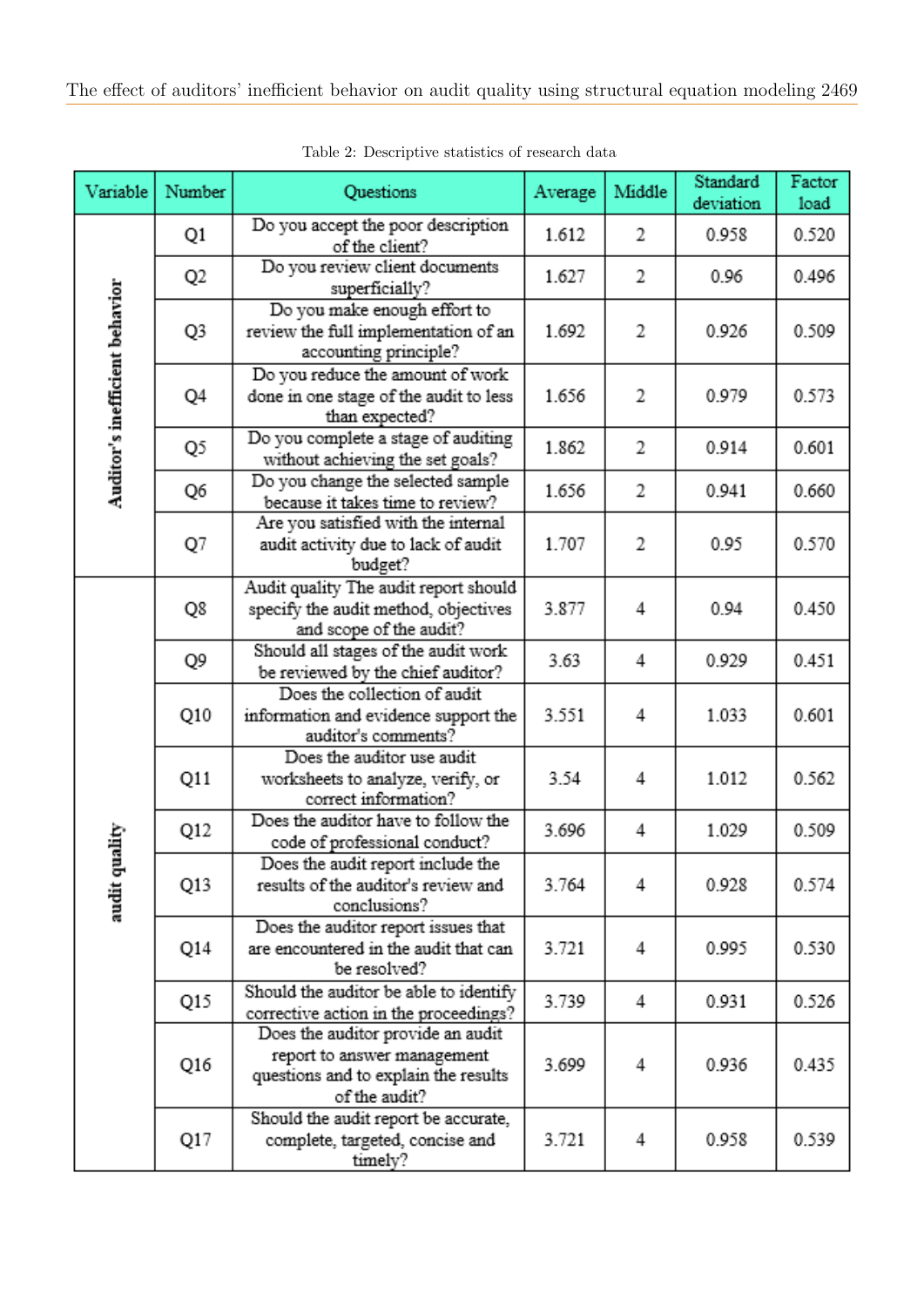Table 2: Descriptive statistics of research data

| Variable | Number | Questions | Average | Middle | Standard deviation | Factor load |
|---|---|---|---|---|---|---|
| Auditor's inefficient behavior | Q1 | Do you accept the poor description of the client? | 1.612 | 2 | 0.958 | 0.520 |
| | Q2 | Do you review client documents superficially? | 1.627 | 2 | 0.96 | 0.496 |
| | Q3 | Do you make enough effort to review the full implementation of an accounting principle? | 1.692 | 2 | 0.926 | 0.509 |
| | Q4 | Do you reduce the amount of work done in one stage of the audit to less than expected? | 1.656 | 2 | 0.979 | 0.573 |
| | Q5 | Do you complete a stage of auditing without achieving the set goals? | 1.862 | 2 | 0.914 | 0.601 |
| | Q6 | Do you change the selected sample because it takes time to review? | 1.656 | 2 | 0.941 | 0.660 |
| | Q7 | Are you satisfied with the internal audit activity due to lack of audit budget? | 1.707 | 2 | 0.95 | 0.570 |
| audit quality | Q8 | Audit quality The audit report should specify the audit method, objectives and scope of the audit? | 3.877 | 4 | 0.94 | 0.450 |
| | Q9 | Should all stages of the audit work be reviewed by the chief auditor? | 3.63 | 4 | 0.929 | 0.451 |
| | Q10 | Does the collection of audit information and evidence support the auditor's comments? | 3.551 | 4 | 1.033 | 0.601 |
| | Q11 | Does the auditor use audit worksheets to analyze, verify, or correct information? | 3.54 | 4 | 1.012 | 0.562 |
| | Q12 | Does the auditor have to follow the code of professional conduct? | 3.696 | 4 | 1.029 | 0.509 |
| | Q13 | Does the audit report include the results of the auditor's review and conclusions? | 3.764 | 4 | 0.928 | 0.574 |
| | Q14 | Does the auditor report issues that are encountered in the audit that can be resolved? | 3.721 | 4 | 0.995 | 0.530 |
| | Q15 | Should the auditor be able to identify corrective action in the proceedings? | 3.739 | 4 | 0.931 | 0.526 |
| | Q16 | Does the auditor provide an audit report to answer management questions and to explain the results of the audit? | 3.699 | 4 | 0.936 | 0.435 |
| | Q17 | Should the audit report be accurate, complete, targeted, concise and timely? | 3.721 | 4 | 0.958 | 0.539 |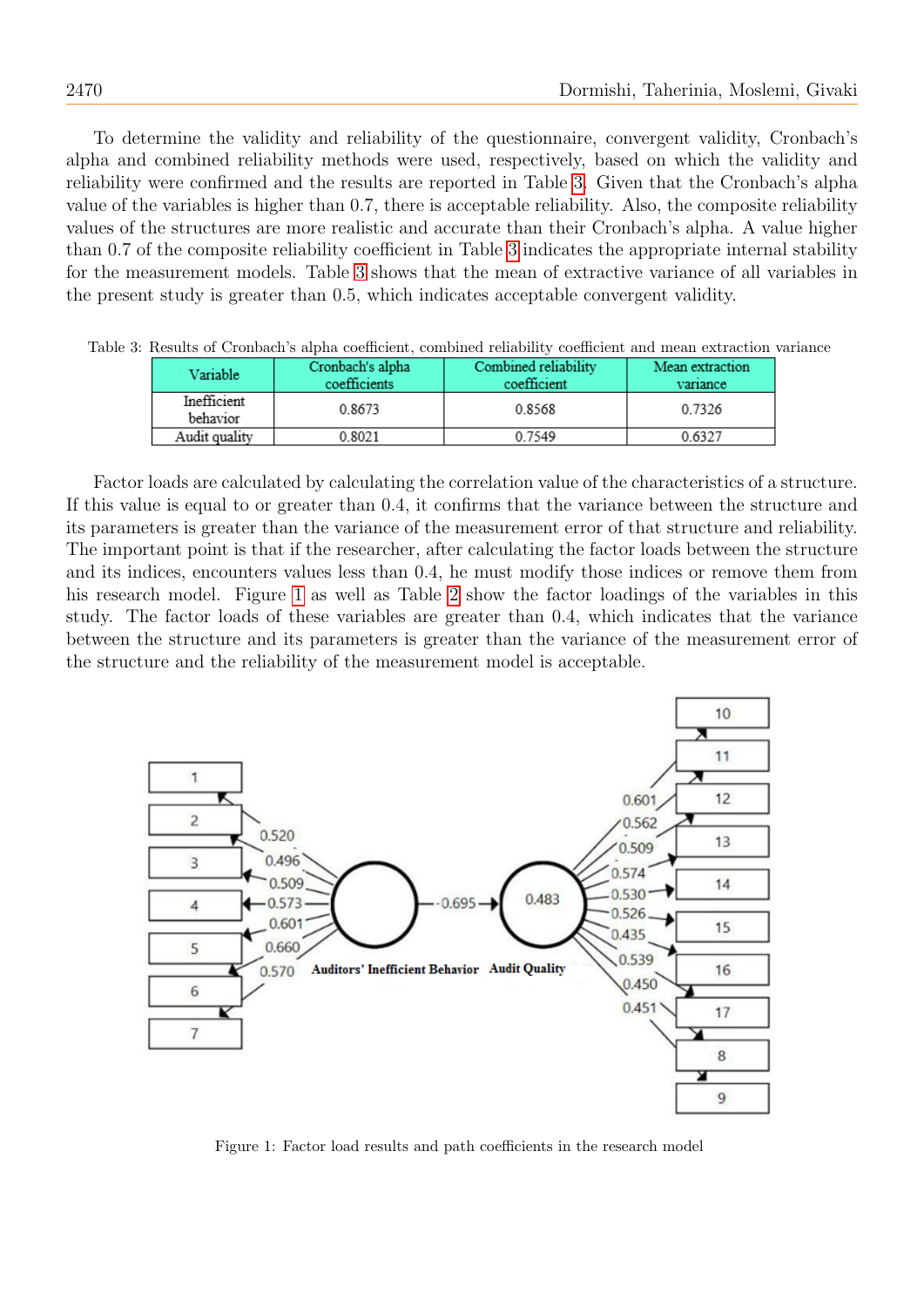To determine the validity and reliability of the questionnaire, convergent validity, Cronbach's alpha and combined reliability methods were used, respectively, based on which the validity and reliability were confirmed and the results are reported in Table 3. Given that the Cronbach's alpha value of the variables is higher than 0.7, there is acceptable reliability. Also, the composite reliability values of the structures are more realistic and accurate than their Cronbach's alpha. A value higher than 0.7 of the composite reliability coefficient in Table 3 indicates the appropriate internal stability for the measurement models. Table 3 shows that the mean of extractive variance of all variables in the present study is greater than 0.5, which indicates acceptable convergent validity.

Table 3: Results of Cronbach's alpha coefficient, combined reliability coefficient and mean extraction variance

| Variable | Cronbach's alpha coefficients | Combined reliability coefficient | Mean extraction variance |
|---|---|---|---|
| Inefficient behavior | 0.8673 | 0.8568 | 0.7326 |
| Audit quality | 0.8021 | 0.7549 | 0.6327 |

Factor loads are calculated by calculating the correlation value of the characteristics of a structure. If this value is equal to or greater than 0.4, it confirms that the variance between the structure and its parameters is greater than the variance of the measurement error of that structure and reliability. The important point is that if the researcher, after calculating the factor loads between the structure and its indices, encounters values less than 0.4, he must modify those indices or remove them from his research model. Figure 1 as well as Table 2 show the factor loadings of the variables in this study. The factor loads of these variables are greater than 0.4, which indicates that the variance between the structure and its parameters is greater than the variance of the measurement error of the structure and the reliability of the measurement model is acceptable.

Figure 1: Factor load results and path coefficients in the research model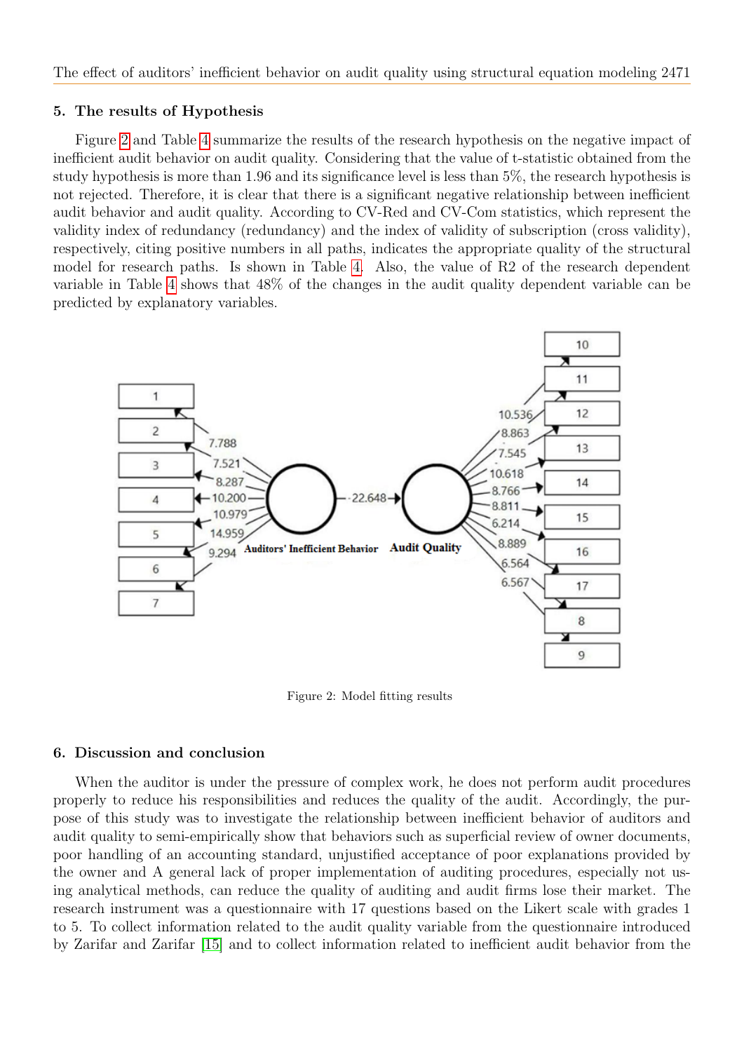## 5. The results of Hypothesis

Figure 2 and Table 4 summarize the results of the research hypothesis on the negative impact of inefficient audit behavior on audit quality. Considering that the value of t-statistic obtained from the study hypothesis is more than 1.96 and its significance level is less than 5%, the research hypothesis is not rejected. Therefore, it is clear that there is a significant negative relationship between inefficient audit behavior and audit quality. According to CV-Red and CV-Com statistics, which represent the validity index of redundancy (redundancy) and the index of validity of subscription (cross validity), respectively, citing positive numbers in all paths, indicates the appropriate quality of the structural model for research paths. Is shown in Table 4. Also, the value of R2 of the research dependent variable in Table 4 shows that 48% of the changes in the audit quality dependent variable can be predicted by explanatory variables.

Figure 2: Model fitting results

## 6. Discussion and conclusion

When the auditor is under the pressure of complex work, he does not perform audit procedures properly to reduce his responsibilities and reduces the quality of the audit. Accordingly, the purpose of this study was to investigate the relationship between inefficient behavior of auditors and audit quality to semi-empirically show that behaviors such as superficial review of owner documents, poor handling of an accounting standard, unjustified acceptance of poor explanations provided by the owner and A general lack of proper implementation of auditing procedures, especially not using analytical methods, can reduce the quality of auditing and audit firms lose their market. The research instrument was a questionnaire with 17 questions based on the Likert scale with grades 1 to 5. To collect information related to the audit quality variable from the questionnaire introduced by Zarifar and Zarifar [15] and to collect information related to inefficient audit behavior from the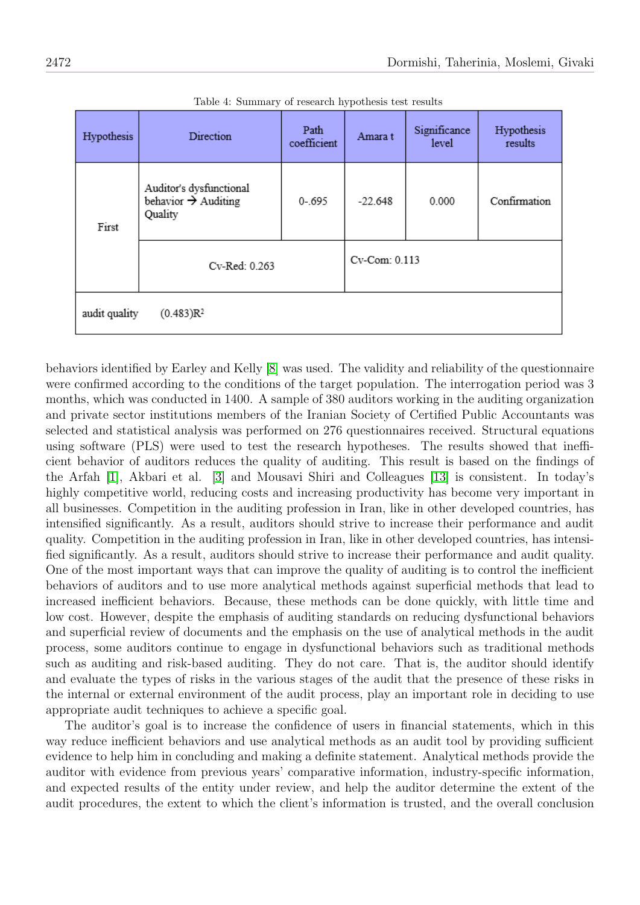Table 4: Summary of research hypothesis test results

| Hypothesis | Direction | Path coefficient | Amara t | Significance level | Hypothesis results |
|---|---|---|---|---|---|
| First | Auditor's dysfunctional behavior → Auditing Quality | 0-.695 | -22.648 | 0.000 | Confirmation |
| | Cv-Red: 0.263 | | Cv-Com: 0.113 | | |
| audit quality (0.483)$R^2$ | | | | | |

behaviors identified by Earley and Kelly [8] was used. The validity and reliability of the questionnaire were confirmed according to the conditions of the target population. The interrogation period was 3 months, which was conducted in 1400. A sample of 380 auditors working in the auditing organization and private sector institutions members of the Iranian Society of Certified Public Accountants was selected and statistical analysis was performed on 276 questionnaires received. Structural equations using software (PLS) were used to test the research hypotheses. The results showed that inefficient behavior of auditors reduces the quality of auditing. This result is based on the findings of the Arfah [1], Akbari et al. [3] and Mousavi Shiri and Colleagues [13] is consistent. In today's highly competitive world, reducing costs and increasing productivity has become very important in all businesses. Competition in the auditing profession in Iran, like in other developed countries, has intensified significantly. As a result, auditors should strive to increase their performance and audit quality. Competition in the auditing profession in Iran, like in other developed countries, has intensified significantly. As a result, auditors should strive to increase their performance and audit quality. One of the most important ways that can improve the quality of auditing is to control the inefficient behaviors of auditors and to use more analytical methods against superficial methods that lead to increased inefficient behaviors. Because, these methods can be done quickly, with little time and low cost. However, despite the emphasis of auditing standards on reducing dysfunctional behaviors and superficial review of documents and the emphasis on the use of analytical methods in the audit process, some auditors continue to engage in dysfunctional behaviors such as traditional methods such as auditing and risk-based auditing. They do not care. That is, the auditor should identify and evaluate the types of risks in the various stages of the audit that the presence of these risks in the internal or external environment of the audit process, play an important role in deciding to use appropriate audit techniques to achieve a specific goal.

The auditor's goal is to increase the confidence of users in financial statements, which in this way reduce inefficient behaviors and use analytical methods as an audit tool by providing sufficient evidence to help him in concluding and making a definite statement. Analytical methods provide the auditor with evidence from previous years' comparative information, industry-specific information, and expected results of the entity under review, and help the auditor determine the extent of the audit procedures, the extent to which the client's information is trusted, and the overall conclusion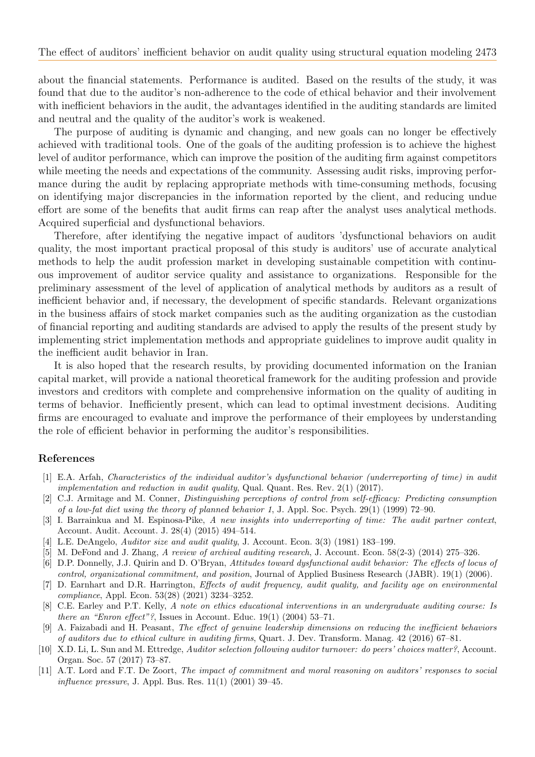about the financial statements. Performance is audited. Based on the results of the study, it was found that due to the auditor's non-adherence to the code of ethical behavior and their involvement with inefficient behaviors in the audit, the advantages identified in the auditing standards are limited and neutral and the quality of the auditor's work is weakened.

The purpose of auditing is dynamic and changing, and new goals can no longer be effectively achieved with traditional tools. One of the goals of the auditing profession is to achieve the highest level of auditor performance, which can improve the position of the auditing firm against competitors while meeting the needs and expectations of the community. Assessing audit risks, improving performance during the audit by replacing appropriate methods with time-consuming methods, focusing on identifying major discrepancies in the information reported by the client, and reducing undue effort are some of the benefits that audit firms can reap after the analyst uses analytical methods. Acquired superficial and dysfunctional behaviors.

Therefore, after identifying the negative impact of auditors 'dysfunctional behaviors on audit quality, the most important practical proposal of this study is auditors' use of accurate analytical methods to help the audit profession market in developing sustainable competition with continuous improvement of auditor service quality and assistance to organizations. Responsible for the preliminary assessment of the level of application of analytical methods by auditors as a result of inefficient behavior and, if necessary, the development of specific standards. Relevant organizations in the business affairs of stock market companies such as the auditing organization as the custodian of financial reporting and auditing standards are advised to apply the results of the present study by implementing strict implementation methods and appropriate guidelines to improve audit quality in the inefficient audit behavior in Iran.

It is also hoped that the research results, by providing documented information on the Iranian capital market, will provide a national theoretical framework for the auditing profession and provide investors and creditors with complete and comprehensive information on the quality of auditing in terms of behavior. Inefficiently present, which can lead to optimal investment decisions. Auditing firms are encouraged to evaluate and improve the performance of their employees by understanding the role of efficient behavior in performing the auditor's responsibilities.

## References

[1] E.A. Arfah, *Characteristics of the individual auditor's dysfunctional behavior (underreporting of time) in audit implementation and reduction in audit quality*, Qual. Quant. Res. Rev. 2(1) (2017).

[2] C.J. Armitage and M. Conner, *Distinguishing perceptions of control from self-efficacy: Predicting consumption of a low-fat diet using the theory of planned behavior 1*, J. Appl. Soc. Psych. 29(1) (1999) 72–90.

[3] I. Barrainkua and M. Espinosa-Pike, *A new insights into underreporting of time: The audit partner context*, Account. Audit. Account. J. 28(4) (2015) 494–514.

[4] L.E. DeAngelo, *Auditor size and audit quality*, J. Account. Econ. 3(3) (1981) 183–199.

[5] M. DeFond and J. Zhang, *A review of archival auditing research*, J. Account. Econ. 58(2-3) (2014) 275–326.

[6] D.P. Donnelly, J.J. Quirin and D. O'Bryan, *Attitudes toward dysfunctional audit behavior: The effects of locus of control, organizational commitment, and position*, Journal of Applied Business Research (JABR). 19(1) (2006).

[7] D. Earnhart and D.R. Harrington, *Effects of audit frequency, audit quality, and facility age on environmental compliance*, Appl. Econ. 53(28) (2021) 3234–3252.

[8] C.E. Earley and P.T. Kelly, *A note on ethics educational interventions in an undergraduate auditing course: Is there an "Enron effect"?*, Issues in Account. Educ. 19(1) (2004) 53–71.

[9] A. Faizabadi and H. Peasant, *The effect of genuine leadership dimensions on reducing the inefficient behaviors of auditors due to ethical culture in auditing firms*, Quart. J. Dev. Transform. Manag. 42 (2016) 67–81.

[10] X.D. Li, L. Sun and M. Ettredge, *Auditor selection following auditor turnover: do peers' choices matter?*, Account. Organ. Soc. 57 (2017) 73–87.

[11] A.T. Lord and F.T. De Zoort, *The impact of commitment and moral reasoning on auditors' responses to social influence pressure*, J. Appl. Bus. Res. 11(1) (2001) 39–45.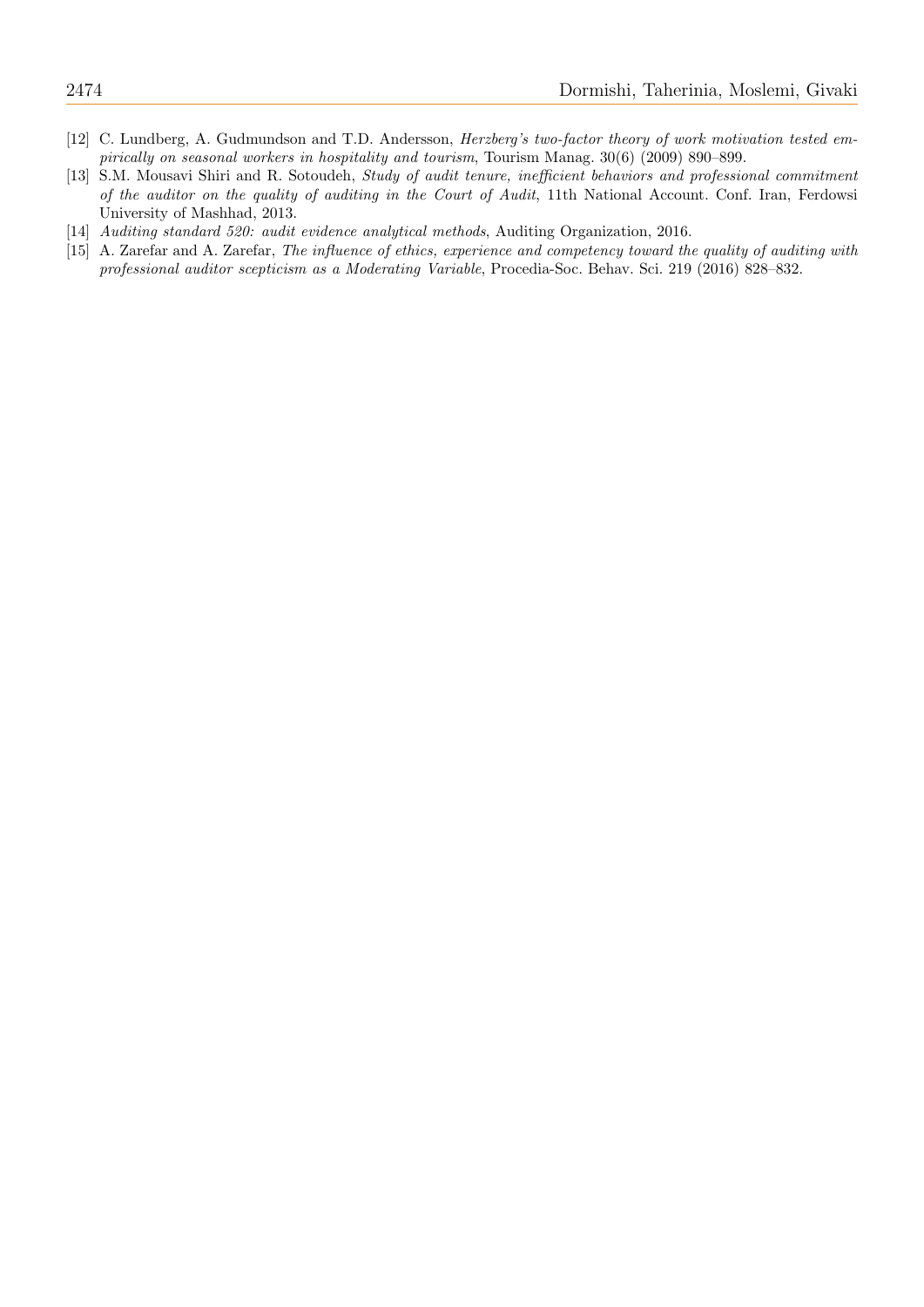[12] C. Lundberg, A. Gudmundson and T.D. Andersson, *Herzberg's two-factor theory of work motivation tested empirically on seasonal workers in hospitality and tourism*, Tourism Manag. 30(6) (2009) 890–899.

[13] S.M. Mousavi Shiri and R. Sotoudeh, *Study of audit tenure, inefficient behaviors and professional commitment of the auditor on the quality of auditing in the Court of Audit*, 11th National Account. Conf. Iran, Ferdowsi University of Mashhad, 2013.

[14] *Auditing standard 520: audit evidence analytical methods*, Auditing Organization, 2016.

[15] A. Zarefar and A. Zarefar, *The influence of ethics, experience and competency toward the quality of auditing with professional auditor scepticism as a Moderating Variable*, Procedia-Soc. Behav. Sci. 219 (2016) 828–832.